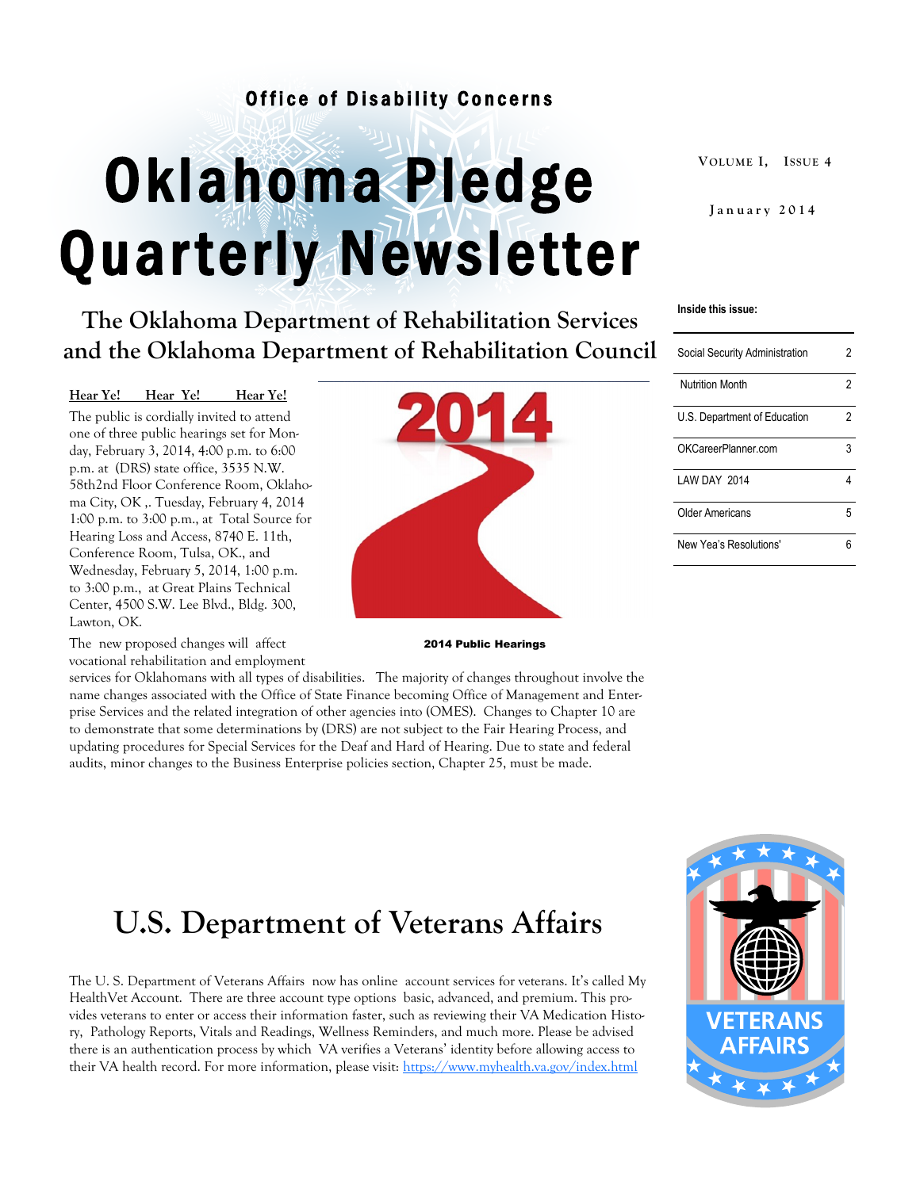Office of Disability Concerns

# Oklahoma Pledge Quarterly Newsletter

Volume I, Issue 4

January 2014

## The Oklahoma Department of Rehabilitation Services and the Oklahoma Department of Rehabilitation Council

**Inside this issue:**

| | |
|---|---|
| Social Security Administration | 2 |
| Nutrition Month | 2 |
| U.S. Department of Education | 2 |
| OKCareerPlanner.com | 3 |
| LAW DAY 2014 | 4 |
| Older Americans | 5 |
| New Yea's Resolutions' | 6 |

**Hear Ye! Hear Ye! Hear Ye!**

The public is cordially invited to attend one of three public hearings set for Monday, February 3, 2014, 4:00 p.m. to 6:00 p.m. at (DRS) state office, 3535 N.W. 58th2nd Floor Conference Room, Oklahoma City, OK ,. Tuesday, February 4, 2014 1:00 p.m. to 3:00 p.m., at Total Source for Hearing Loss and Access, 8740 E. 11th, Conference Room, Tulsa, OK., and Wednesday, February 5, 2014, 1:00 p.m. to 3:00 p.m., at Great Plains Technical Center, 4500 S.W. Lee Blvd., Bldg. 300, Lawton, OK.

2014 Public Hearings

The new proposed changes will affect vocational rehabilitation and employment services for Oklahomans with all types of disabilities. The majority of changes throughout involve the name changes associated with the Office of State Finance becoming Office of Management and Enterprise Services and the related integration of other agencies into (OMES). Changes to Chapter 10 are to demonstrate that some determinations by (DRS) are not subject to the Fair Hearing Process, and updating procedures for Special Services for the Deaf and Hard of Hearing. Due to state and federal audits, minor changes to the Business Enterprise policies section, Chapter 25, must be made.

## U.S. Department of Veterans Affairs

The U. S. Department of Veterans Affairs now has online account services for veterans. It's called My HealthVet Account. There are three account type options basic, advanced, and premium. This provides veterans to enter or access their information faster, such as reviewing their VA Medication History, Pathology Reports, Vitals and Readings, Wellness Reminders, and much more. Please be advised there is an authentication process by which VA verifies a Veterans' identity before allowing access to their VA health record. For more information, please visit: https://www.myhealth.va.gov/index.html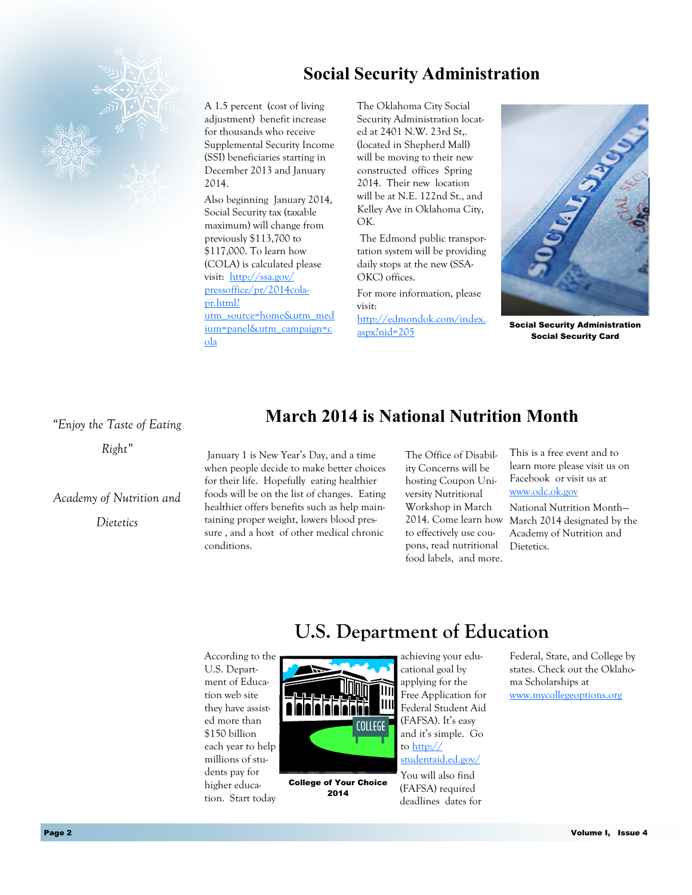## Social Security Administration

A 1.5 percent (cost of living adjustment) benefit increase for thousands who receive Supplemental Security Income (SSI) beneficiaries starting in December 2013 and January 2014.

Also beginning January 2014, Social Security tax (taxable maximum) will change from previously $113,700 to $117,000. To learn how (COLA) is calculated please visit: [http://ssa.gov/pressoffice/pr/2014cola-pr.html?utm_source=home&utm_medium=panel&utm_campaign=cola](http://ssa.gov/pressoffice/pr/2014cola-pr.html?utm_source=home&utm_medium=panel&utm_campaign=cola)

The Oklahoma City Social Security Administration located at 2401 N.W. 23rd St,. (located in Shepherd Mall) will be moving to their new constructed offices Spring 2014. Their new location will be at N.E. 122nd St., and Kelley Ave in Oklahoma City, OK.

The Edmond public transportation system will be providing daily stops at the new (SSA-OKC) offices.

For more information, please visit: [http://edmondok.com/index.aspx?nid=205](http://edmondok.com/index.aspx?nid=205)

**Social Security Administration Social Security Card**

## March 2014 is National Nutrition Month

*"Enjoy the Taste of Eating Right"*

*Academy of Nutrition and Dietetics*

January 1 is New Year's Day, and a time when people decide to make better choices for their life. Hopefully eating healthier foods will be on the list of changes. Eating healthier offers benefits such as help maintaining proper weight, lowers blood pressure , and a host of other medical chronic conditions.

The Office of Disability Concerns will be hosting Coupon University Nutritional Workshop in March 2014. Come learn how to effectively use coupons, read nutritional food labels, and more.

This is a free event and to learn more please visit us on Facebook or visit us at [www.odc.ok.gov](http://www.odc.ok.gov)

National Nutrition Month—March 2014 designated by the Academy of Nutrition and Dietetics.

## U.S. Department of Education

According to the U.S. Department of Education web site they have assisted more than $150 billion each year to help millions of students pay for higher education. Start today achieving your educational goal by applying for the Free Application for Federal Student Aid (FAFSA). It's easy and it's simple. Go to [http://studentaid.ed.gov/](http://studentaid.ed.gov/)

You will also find (FAFSA) required deadlines dates for Federal, State, and College by states. Check out the Oklahoma Scholarships at [www.mycollegeoptions.org](http://www.mycollegeoptions.org)

**College of Your Choice 2014**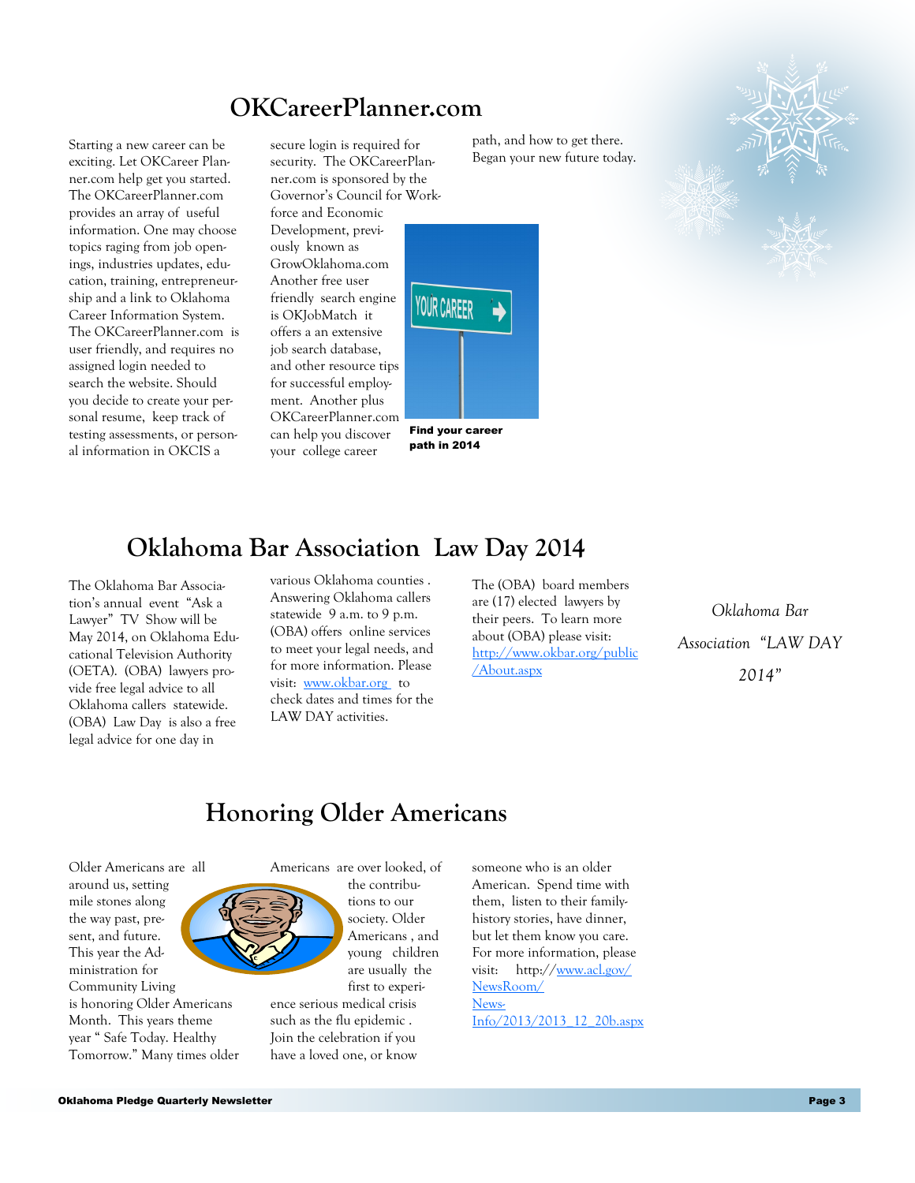# OKCareerPlanner.com

Starting a new career can be exciting. Let OKCareer Planner.com help get you started. The OKCareerPlanner.com provides an array of useful information. One may choose topics raging from job openings, industries updates, education, training, entrepreneurship and a link to Oklahoma Career Information System. The OKCareerPlanner.com is user friendly, and requires no assigned login needed to search the website. Should you decide to create your personal resume, keep track of testing assessments, or personal information in OKCIS a secure login is required for security. The OKCareerPlanner.com is sponsored by the Governor's Council for Workforce and Economic Development, previously known as GrowOklahoma.com Another free user friendly search engine is OKJobMatch it offers a an extensive job search database, and other resource tips for successful employment. Another plus OKCareerPlanner.com can help you discover your college career path, and how to get there. Began your new future today.

**Find your career path in 2014**

# Oklahoma Bar Association Law Day 2014

The Oklahoma Bar Association's annual event "Ask a Lawyer" TV Show will be May 2014, on Oklahoma Educational Television Authority (OETA). (OBA) lawyers provide free legal advice to all Oklahoma callers statewide. (OBA) Law Day is also a free legal advice for one day in various Oklahoma counties . Answering Oklahoma callers statewide 9 a.m. to 9 p.m. (OBA) offers online services to meet your legal needs, and for more information. Please visit: [www.okbar.org](www.okbar.org) to check dates and times for the LAW DAY activities.

The (OBA) board members are (17) elected lawyers by their peers. To learn more about (OBA) please visit: [http://www.okbar.org/public/About.aspx](http://www.okbar.org/public/About.aspx)

*Oklahoma Bar Association "LAW DAY 2014"*

# Honoring Older Americans

Older Americans are all around us, setting mile stones along the way past, present, and future. This year the Administration for Community Living is honoring Older Americans Month. This years theme year " Safe Today. Healthy Tomorrow." Many times older Americans are over looked, of the contributions to our society. Older Americans , and young children are usually the first to experience serious medical crisis such as the flu epidemic . Join the celebration if you have a loved one, or know someone who is an older American. Spend time with them, listen to their family-history stories, have dinner, but let them know you care. For more information, please visit: http://[www.acl.gov/NewsRoom/News-Info/2013/2013_12_20b.aspx](www.acl.gov/NewsRoom/News-Info/2013/2013_12_20b.aspx)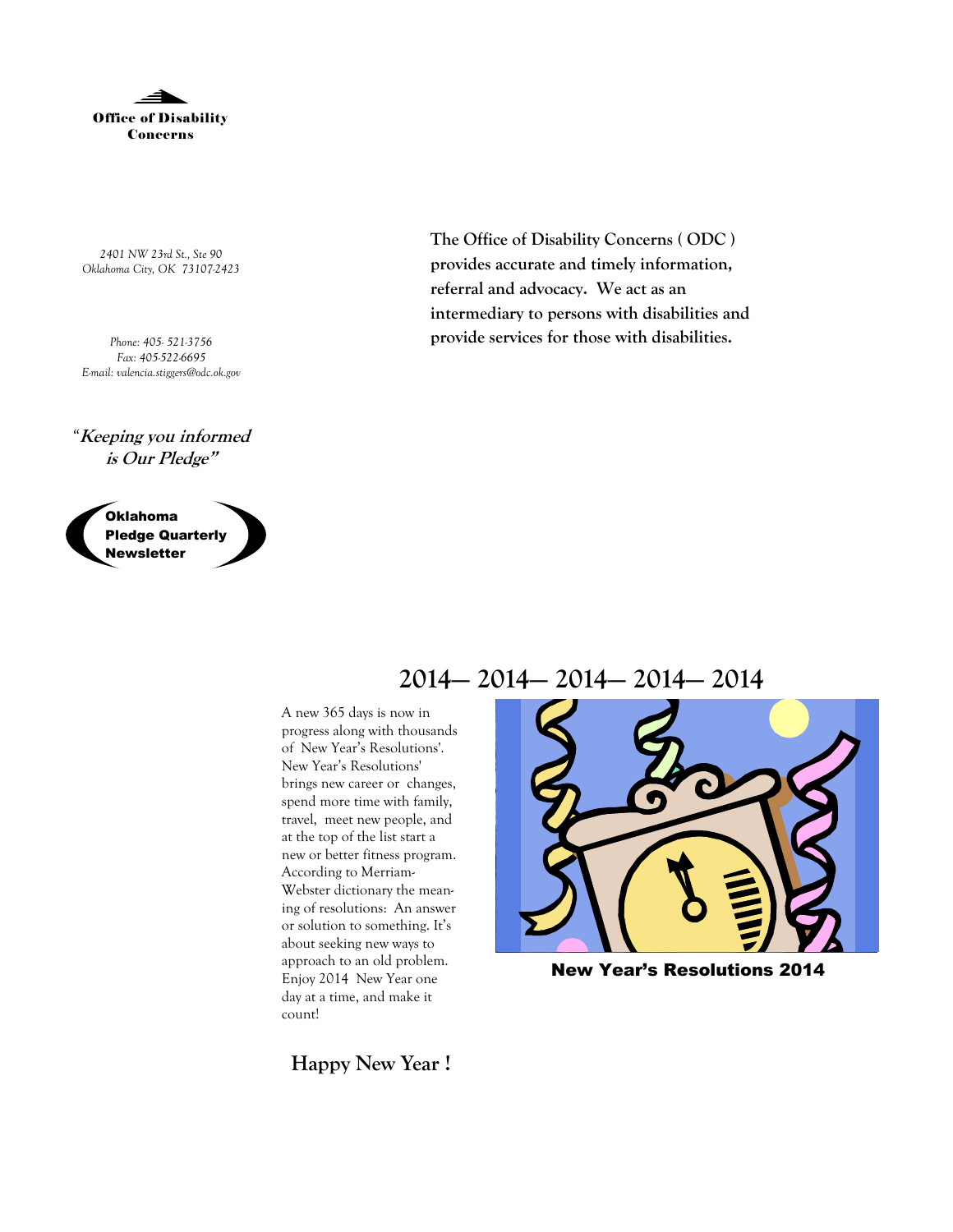**Office of Disability Concerns**

*2401 NW 23rd St., Ste 90*
*Oklahoma City, OK 73107-2423*

*Phone: 405- 521-3756*
*Fax: 405-522-6695*
*E-mail: valencia.stiggers@odc.ok.gov*

***"Keeping you informed is Our Pledge"***

**Oklahoma Pledge Quarterly Newsletter**

**The Office of Disability Concerns ( ODC ) provides accurate and timely information, referral and advocacy. We act as an intermediary to persons with disabilities and provide services for those with disabilities.**

## 2014— 2014— 2014— 2014— 2014

A new 365 days is now in progress along with thousands of New Year's Resolutions'. New Year's Resolutions' brings new career or changes, spend more time with family, travel, meet new people, and at the top of the list start a new or better fitness program. According to Merriam-Webster dictionary the meaning of resolutions: An answer or solution to something. It's about seeking new ways to approach to an old problem. Enjoy 2014 New Year one day at a time, and make it count!

**New Year's Resolutions 2014**

**Happy New Year !**